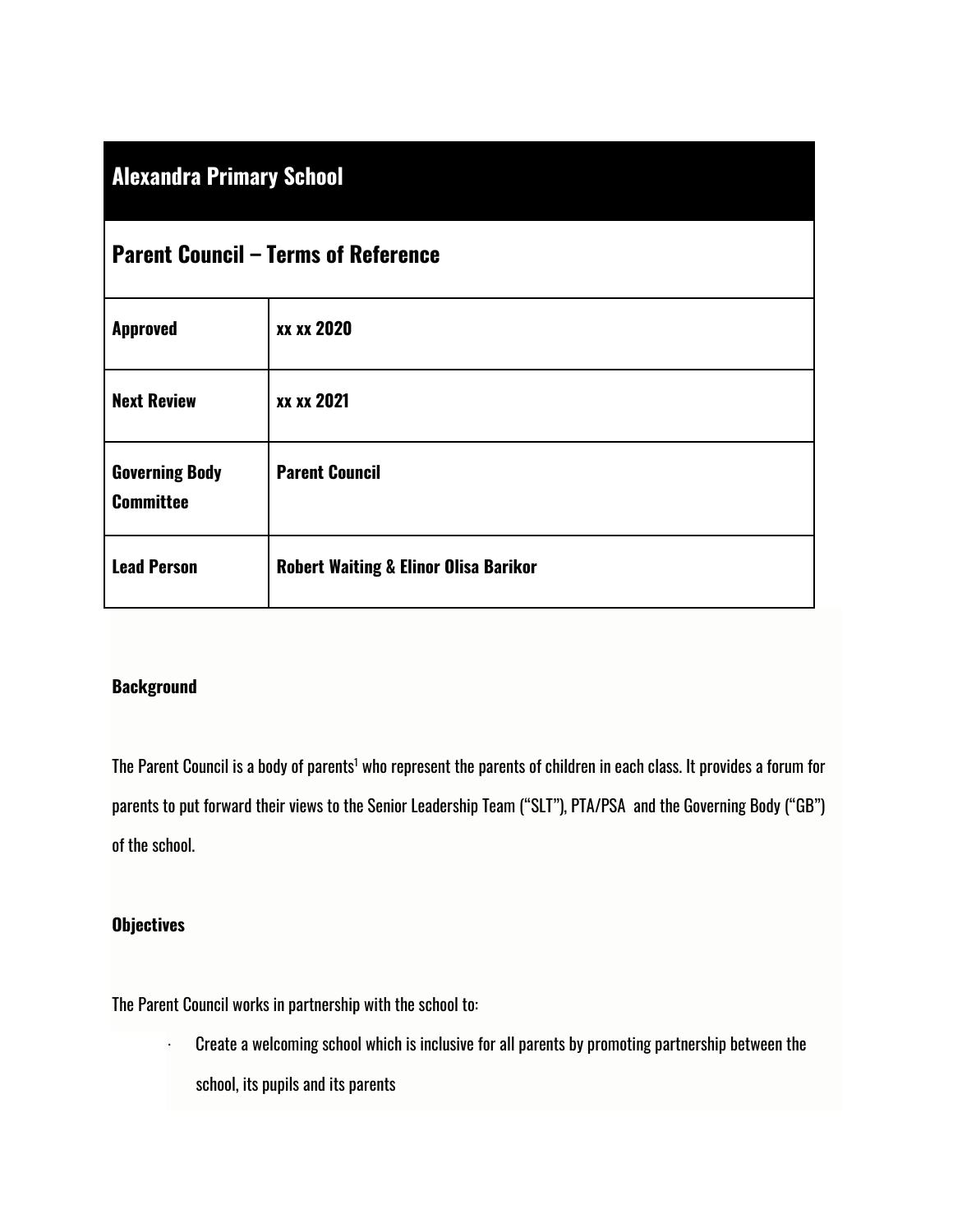# Alexandra Primary School

## Parent Council – Terms of Reference

| | |
|---|---|
| **Approved** | **xx xx 2020** |
| **Next Review** | **xx xx 2021** |
| **Governing Body Committee** | **Parent Council** |
| **Lead Person** | **Robert Waiting & Elinor Olisa Barikor** |

**Background**

The Parent Council is a body of parents[1] who represent the parents of children in each class. It provides a forum for parents to put forward their views to the Senior Leadership Team ("SLT"), PTA/PSA and the Governing Body ("GB") of the school.

**Objectives**

The Parent Council works in partnership with the school to:

- Create a welcoming school which is inclusive for all parents by promoting partnership between the school, its pupils and its parents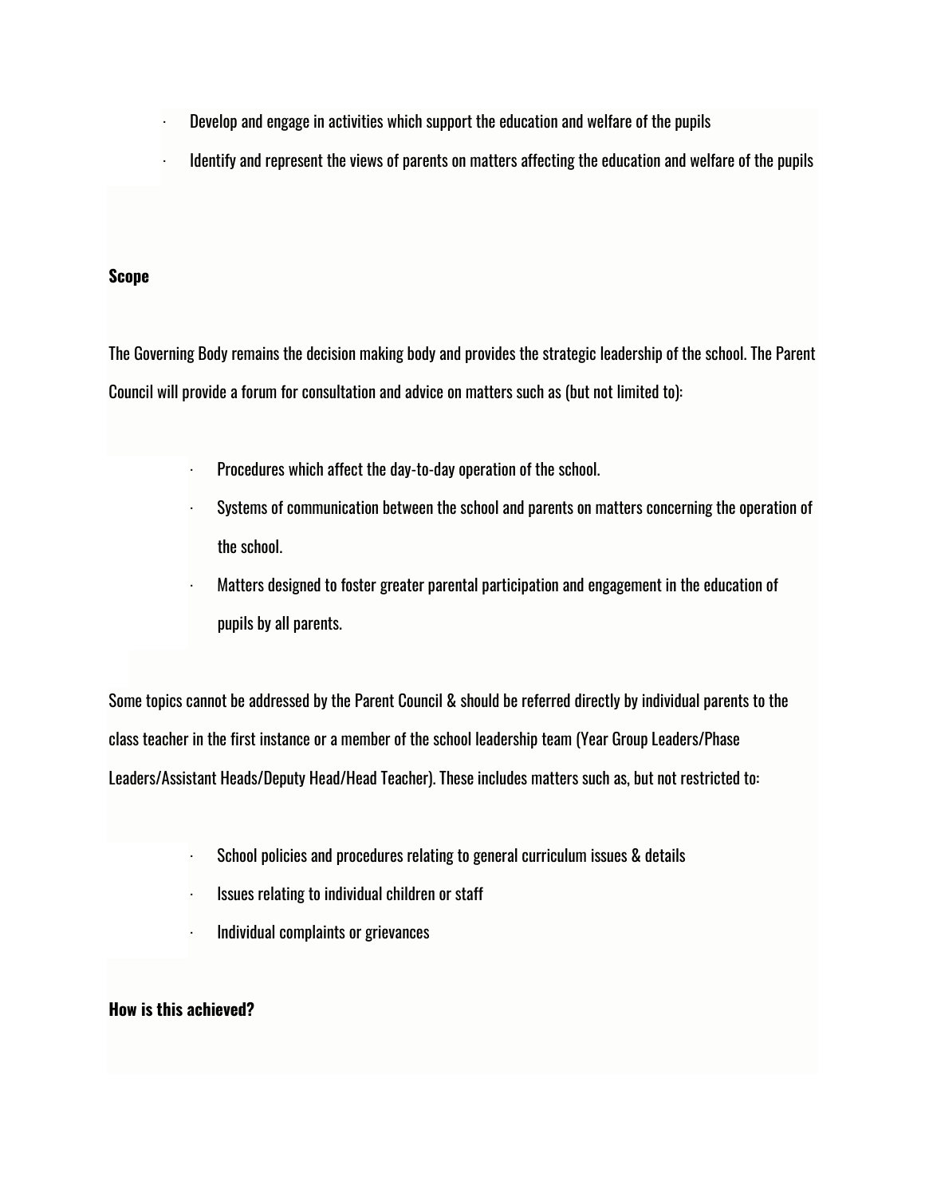- Develop and engage in activities which support the education and welfare of the pupils
- Identify and represent the views of parents on matters affecting the education and welfare of the pupils

**Scope**

The Governing Body remains the decision making body and provides the strategic leadership of the school. The Parent Council will provide a forum for consultation and advice on matters such as (but not limited to):

- Procedures which affect the day-to-day operation of the school.
- Systems of communication between the school and parents on matters concerning the operation of the school.
- Matters designed to foster greater parental participation and engagement in the education of pupils by all parents.

Some topics cannot be addressed by the Parent Council & should be referred directly by individual parents to the class teacher in the first instance or a member of the school leadership team (Year Group Leaders/Phase Leaders/Assistant Heads/Deputy Head/Head Teacher). These includes matters such as, but not restricted to:

- School policies and procedures relating to general curriculum issues & details
- Issues relating to individual children or staff
- Individual complaints or grievances

**How is this achieved?**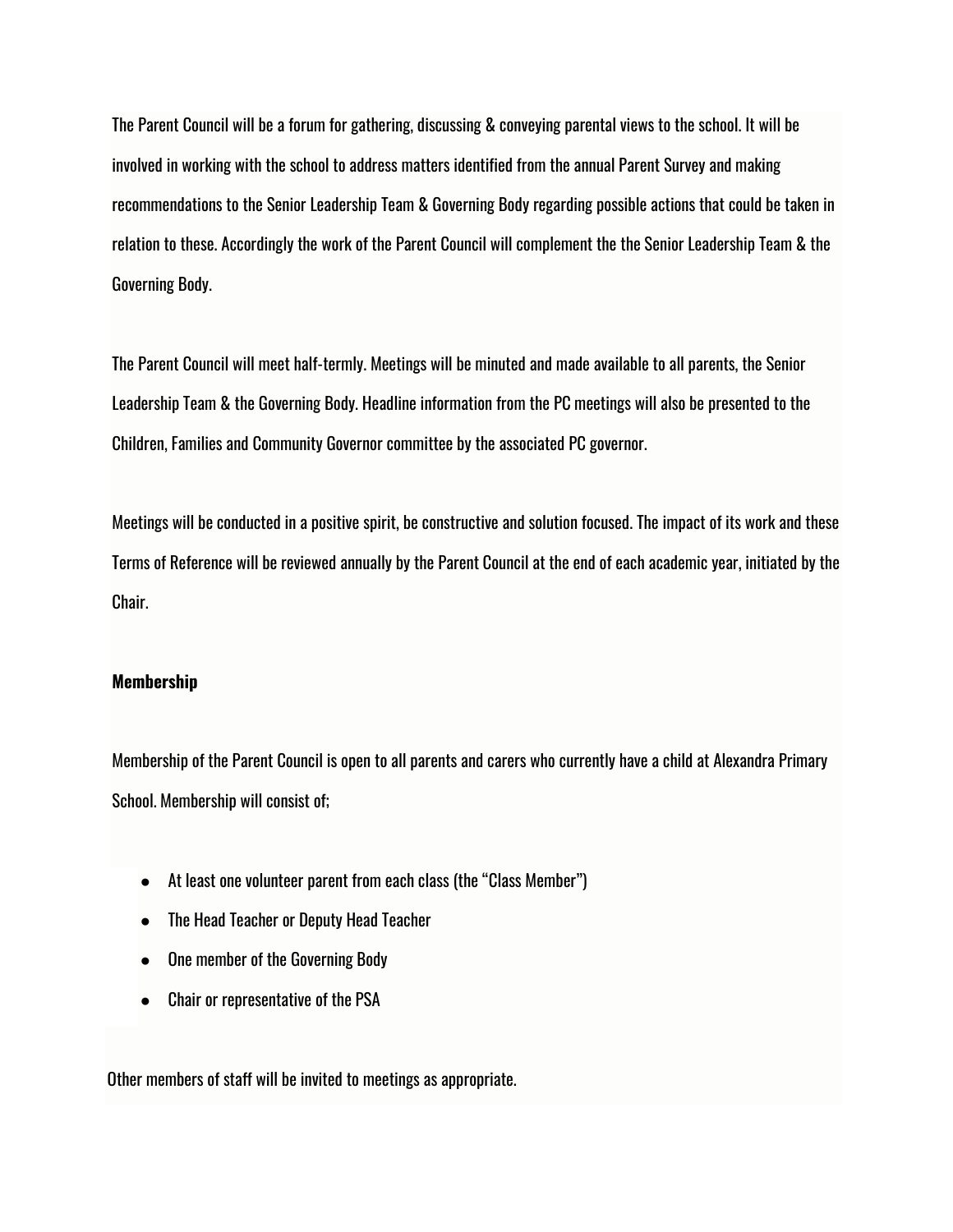The Parent Council will be a forum for gathering, discussing & conveying parental views to the school. It will be involved in working with the school to address matters identified from the annual Parent Survey and making recommendations to the Senior Leadership Team & Governing Body regarding possible actions that could be taken in relation to these. Accordingly the work of the Parent Council will complement the the Senior Leadership Team & the Governing Body.

The Parent Council will meet half-termly. Meetings will be minuted and made available to all parents, the Senior Leadership Team & the Governing Body. Headline information from the PC meetings will also be presented to the Children, Families and Community Governor committee by the associated PC governor.

Meetings will be conducted in a positive spirit, be constructive and solution focused. The impact of its work and these Terms of Reference will be reviewed annually by the Parent Council at the end of each academic year, initiated by the Chair.

**Membership**

Membership of the Parent Council is open to all parents and carers who currently have a child at Alexandra Primary School. Membership will consist of;

- At least one volunteer parent from each class (the "Class Member")
- The Head Teacher or Deputy Head Teacher
- One member of the Governing Body
- Chair or representative of the PSA

Other members of staff will be invited to meetings as appropriate.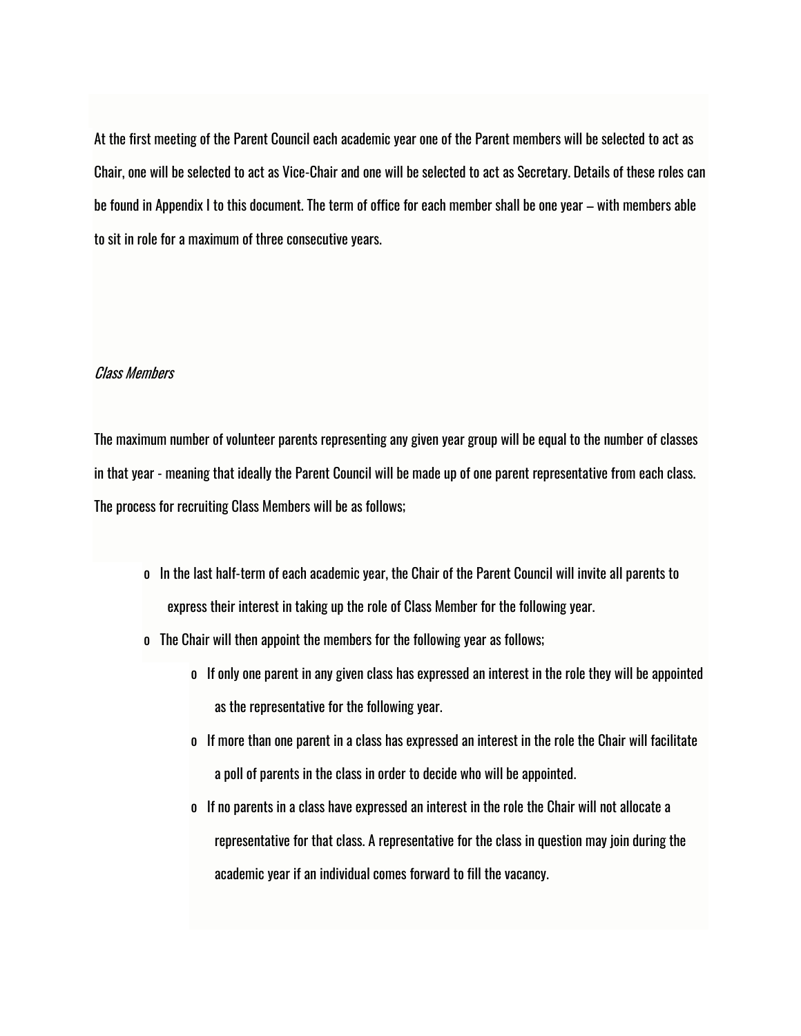At the first meeting of the Parent Council each academic year one of the Parent members will be selected to act as Chair, one will be selected to act as Vice-Chair and one will be selected to act as Secretary. Details of these roles can be found in Appendix I to this document. The term of office for each member shall be one year – with members able to sit in role for a maximum of three consecutive years.

*Class Members*

The maximum number of volunteer parents representing any given year group will be equal to the number of classes in that year - meaning that ideally the Parent Council will be made up of one parent representative from each class. The process for recruiting Class Members will be as follows;

- In the last half-term of each academic year, the Chair of the Parent Council will invite all parents to express their interest in taking up the role of Class Member for the following year.
- The Chair will then appoint the members for the following year as follows;
  - If only one parent in any given class has expressed an interest in the role they will be appointed as the representative for the following year.
  - If more than one parent in a class has expressed an interest in the role the Chair will facilitate a poll of parents in the class in order to decide who will be appointed.
  - If no parents in a class have expressed an interest in the role the Chair will not allocate a representative for that class. A representative for the class in question may join during the academic year if an individual comes forward to fill the vacancy.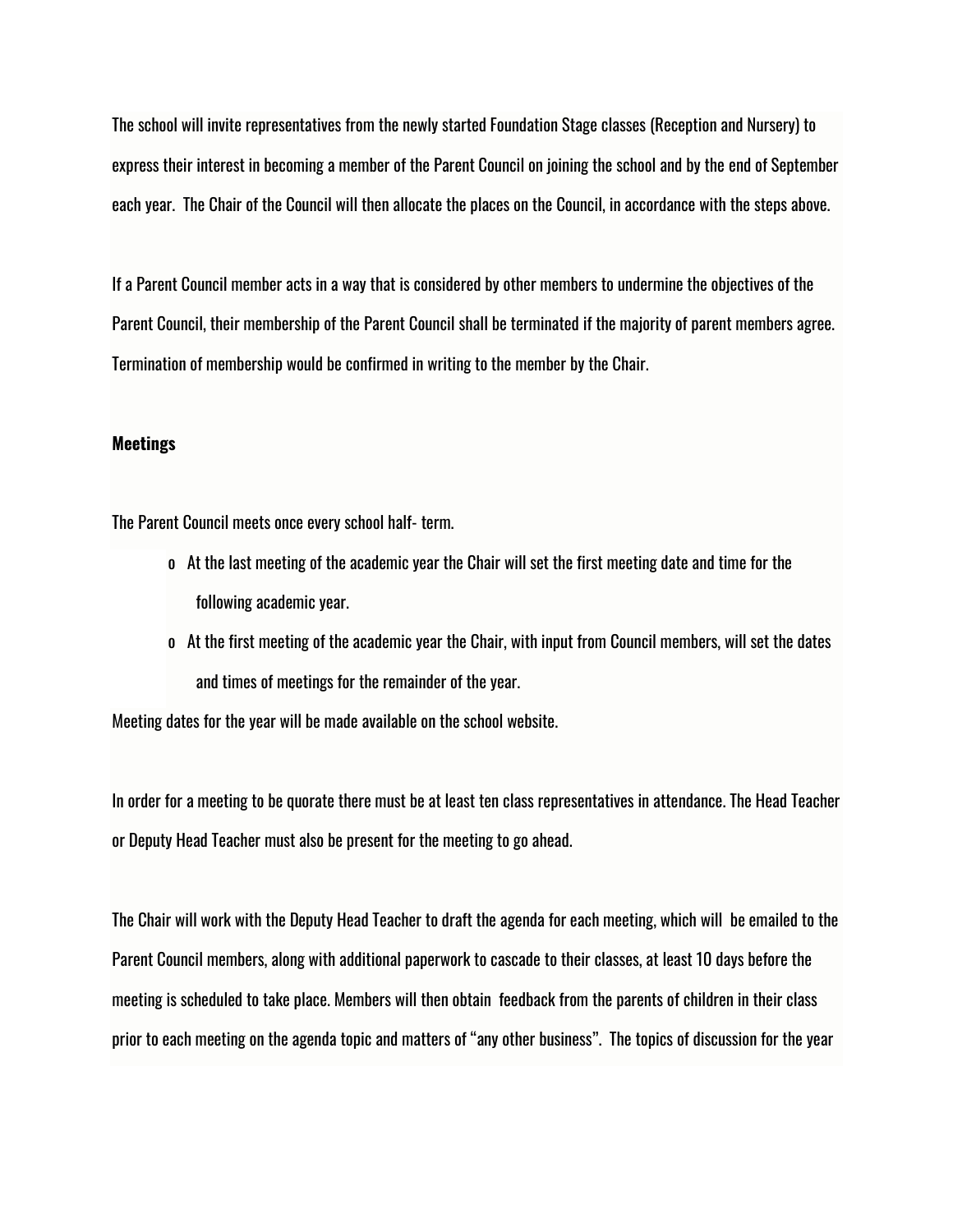The school will invite representatives from the newly started Foundation Stage classes (Reception and Nursery) to express their interest in becoming a member of the Parent Council on joining the school and by the end of September each year. The Chair of the Council will then allocate the places on the Council, in accordance with the steps above.

If a Parent Council member acts in a way that is considered by other members to undermine the objectives of the Parent Council, their membership of the Parent Council shall be terminated if the majority of parent members agree. Termination of membership would be confirmed in writing to the member by the Chair.

**Meetings**

The Parent Council meets once every school half- term.

- At the last meeting of the academic year the Chair will set the first meeting date and time for the following academic year.
- At the first meeting of the academic year the Chair, with input from Council members, will set the dates and times of meetings for the remainder of the year.

Meeting dates for the year will be made available on the school website.

In order for a meeting to be quorate there must be at least ten class representatives in attendance. The Head Teacher or Deputy Head Teacher must also be present for the meeting to go ahead.

The Chair will work with the Deputy Head Teacher to draft the agenda for each meeting, which will be emailed to the Parent Council members, along with additional paperwork to cascade to their classes, at least 10 days before the meeting is scheduled to take place. Members will then obtain feedback from the parents of children in their class prior to each meeting on the agenda topic and matters of "any other business". The topics of discussion for the year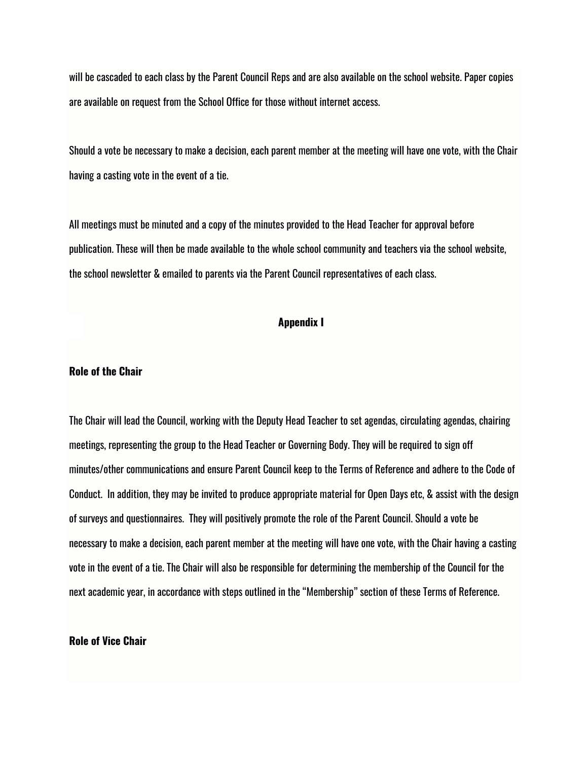will be cascaded to each class by the Parent Council Reps and are also available on the school website. Paper copies are available on request from the School Office for those without internet access.

Should a vote be necessary to make a decision, each parent member at the meeting will have one vote, with the Chair having a casting vote in the event of a tie.

All meetings must be minuted and a copy of the minutes provided to the Head Teacher for approval before publication. These will then be made available to the whole school community and teachers via the school website, the school newsletter & emailed to parents via the Parent Council representatives of each class.

## Appendix I

### Role of the Chair

The Chair will lead the Council, working with the Deputy Head Teacher to set agendas, circulating agendas, chairing meetings, representing the group to the Head Teacher or Governing Body. They will be required to sign off minutes/other communications and ensure Parent Council keep to the Terms of Reference and adhere to the Code of Conduct.  In addition, they may be invited to produce appropriate material for Open Days etc, & assist with the design of surveys and questionnaires.  They will positively promote the role of the Parent Council. Should a vote be necessary to make a decision, each parent member at the meeting will have one vote, with the Chair having a casting vote in the event of a tie. The Chair will also be responsible for determining the membership of the Council for the next academic year, in accordance with steps outlined in the "Membership" section of these Terms of Reference.

### Role of Vice Chair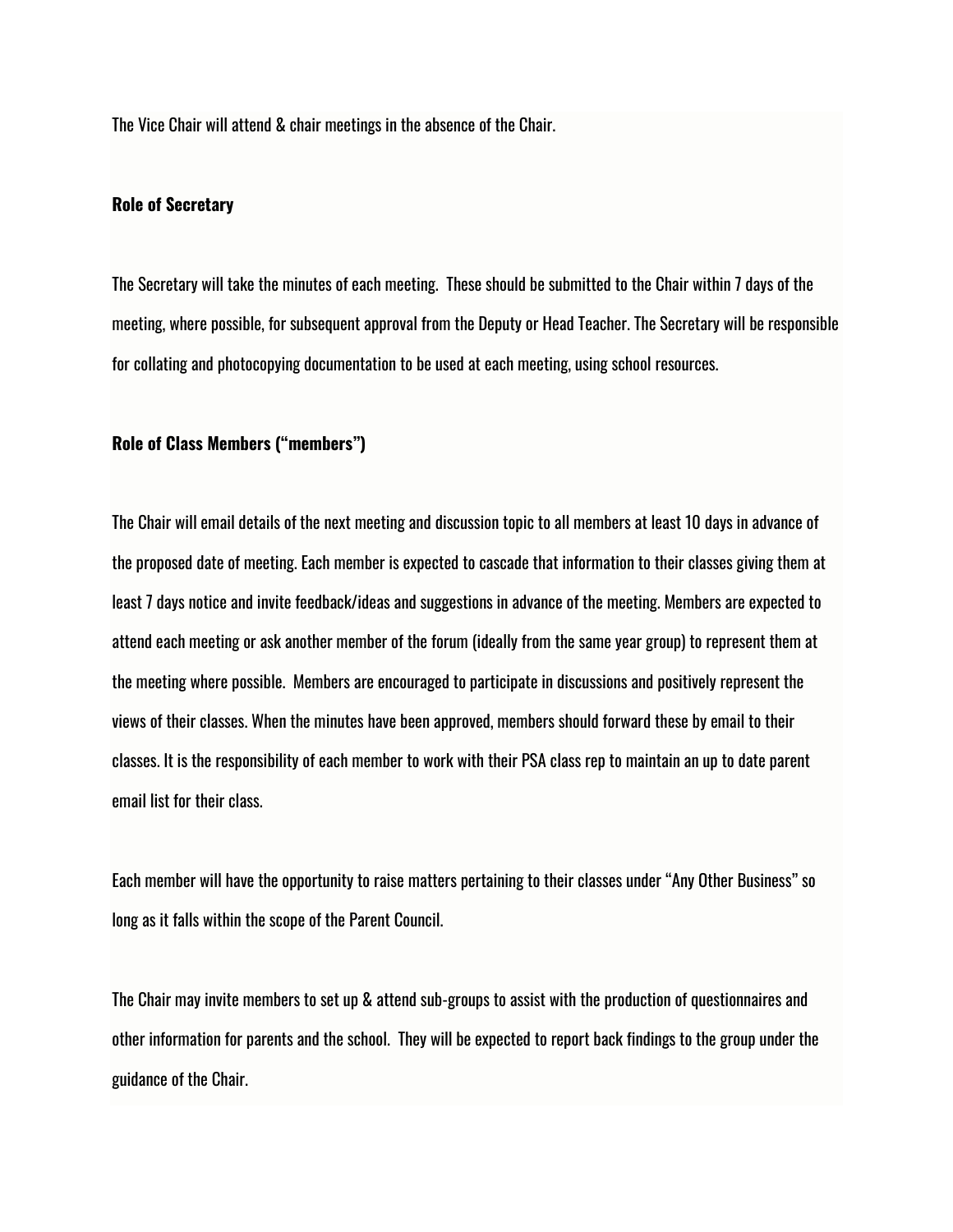The Vice Chair will attend & chair meetings in the absence of the Chair.

**Role of Secretary**

The Secretary will take the minutes of each meeting. These should be submitted to the Chair within 7 days of the meeting, where possible, for subsequent approval from the Deputy or Head Teacher. The Secretary will be responsible for collating and photocopying documentation to be used at each meeting, using school resources.

**Role of Class Members ("members")**

The Chair will email details of the next meeting and discussion topic to all members at least 10 days in advance of the proposed date of meeting. Each member is expected to cascade that information to their classes giving them at least 7 days notice and invite feedback/ideas and suggestions in advance of the meeting. Members are expected to attend each meeting or ask another member of the forum (ideally from the same year group) to represent them at the meeting where possible. Members are encouraged to participate in discussions and positively represent the views of their classes. When the minutes have been approved, members should forward these by email to their classes. It is the responsibility of each member to work with their PSA class rep to maintain an up to date parent email list for their class.

Each member will have the opportunity to raise matters pertaining to their classes under "Any Other Business" so long as it falls within the scope of the Parent Council.

The Chair may invite members to set up & attend sub-groups to assist with the production of questionnaires and other information for parents and the school. They will be expected to report back findings to the group under the guidance of the Chair.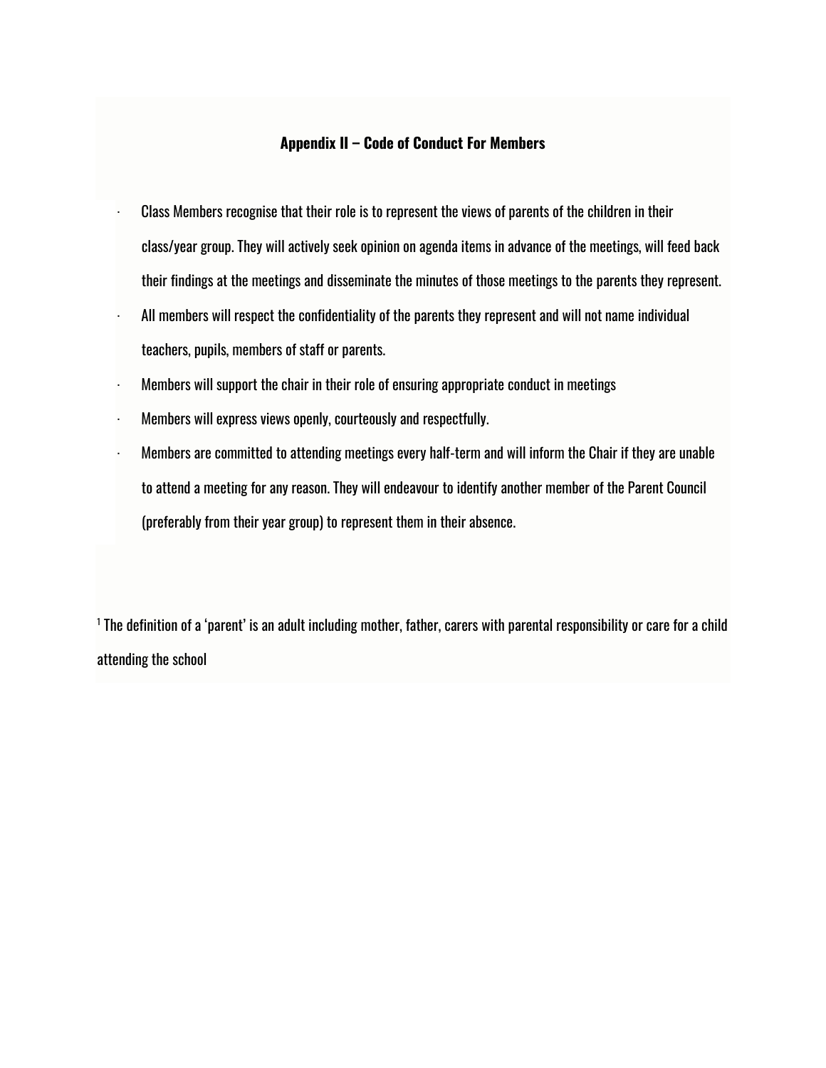## Appendix II – Code of Conduct For Members

- Class Members recognise that their role is to represent the views of parents of the children in their class/year group. They will actively seek opinion on agenda items in advance of the meetings, will feed back their findings at the meetings and disseminate the minutes of those meetings to the parents they represent.
- All members will respect the confidentiality of the parents they represent and will not name individual teachers, pupils, members of staff or parents.
- Members will support the chair in their role of ensuring appropriate conduct in meetings
- Members will express views openly, courteously and respectfully.
- Members are committed to attending meetings every half-term and will inform the Chair if they are unable to attend a meeting for any reason. They will endeavour to identify another member of the Parent Council (preferably from their year group) to represent them in their absence.

[1] The definition of a 'parent' is an adult including mother, father, carers with parental responsibility or care for a child attending the school